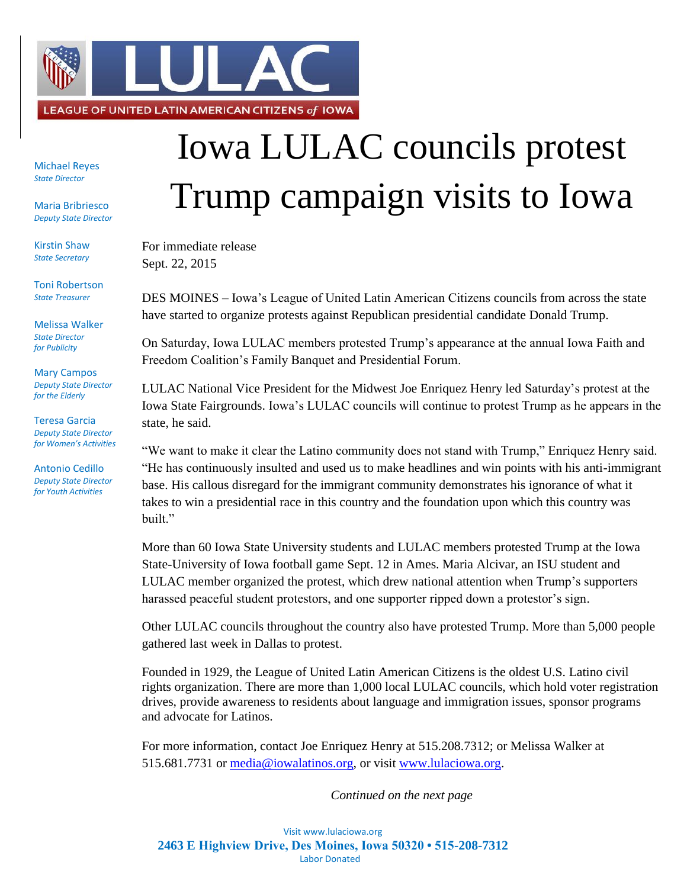LULAC

LEAGUE OF UNITED LATIN AMERICAN CITIZENS *of* IOWA

Michael Reyes
*State Director*

Maria Bribriesco
*Deputy State Director*

Kirstin Shaw
*State Secretary*

Toni Robertson
*State Treasurer*

Melissa Walker
*State Director for Publicity*

Mary Campos
*Deputy State Director for the Elderly*

Teresa Garcia
*Deputy State Director for Women's Activities*

Antonio Cedillo
*Deputy State Director for Youth Activities*

# Iowa LULAC councils protest Trump campaign visits to Iowa

For immediate release
Sept. 22, 2015

DES MOINES – Iowa's League of United Latin American Citizens councils from across the state have started to organize protests against Republican presidential candidate Donald Trump.

On Saturday, Iowa LULAC members protested Trump's appearance at the annual Iowa Faith and Freedom Coalition's Family Banquet and Presidential Forum.

LULAC National Vice President for the Midwest Joe Enriquez Henry led Saturday's protest at the Iowa State Fairgrounds. Iowa's LULAC councils will continue to protest Trump as he appears in the state, he said.

"We want to make it clear the Latino community does not stand with Trump," Enriquez Henry said. "He has continuously insulted and used us to make headlines and win points with his anti-immigrant base. His callous disregard for the immigrant community demonstrates his ignorance of what it takes to win a presidential race in this country and the foundation upon which this country was built."

More than 60 Iowa State University students and LULAC members protested Trump at the Iowa State-University of Iowa football game Sept. 12 in Ames. Maria Alcivar, an ISU student and LULAC member organized the protest, which drew national attention when Trump's supporters harassed peaceful student protestors, and one supporter ripped down a protestor's sign.

Other LULAC councils throughout the country also have protested Trump. More than 5,000 people gathered last week in Dallas to protest.

Founded in 1929, the League of United Latin American Citizens is the oldest U.S. Latino civil rights organization. There are more than 1,000 local LULAC councils, which hold voter registration drives, provide awareness to residents about language and immigration issues, sponsor programs and advocate for Latinos.

For more information, contact Joe Enriquez Henry at 515.208.7312; or Melissa Walker at 515.681.7731 or media@iowalatinos.org, or visit www.lulaciowa.org.

*Continued on the next page*

Visit www.lulaciowa.org
**2463 E Highview Drive, Des Moines, Iowa 50320 • 515-208-7312**
Labor Donated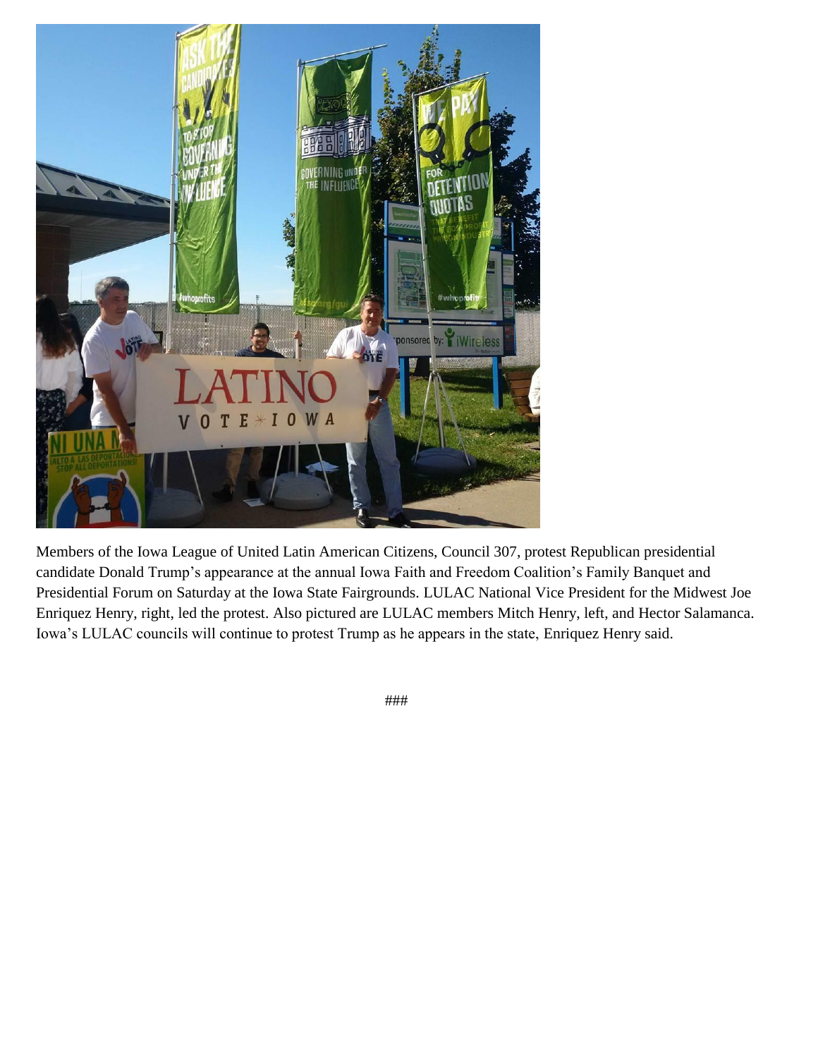Members of the Iowa League of United Latin American Citizens, Council 307, protest Republican presidential candidate Donald Trump's appearance at the annual Iowa Faith and Freedom Coalition's Family Banquet and Presidential Forum on Saturday at the Iowa State Fairgrounds. LULAC National Vice President for the Midwest Joe Enriquez Henry, right, led the protest. Also pictured are LULAC members Mitch Henry, left, and Hector Salamanca. Iowa's LULAC councils will continue to protest Trump as he appears in the state, Enriquez Henry said.

###